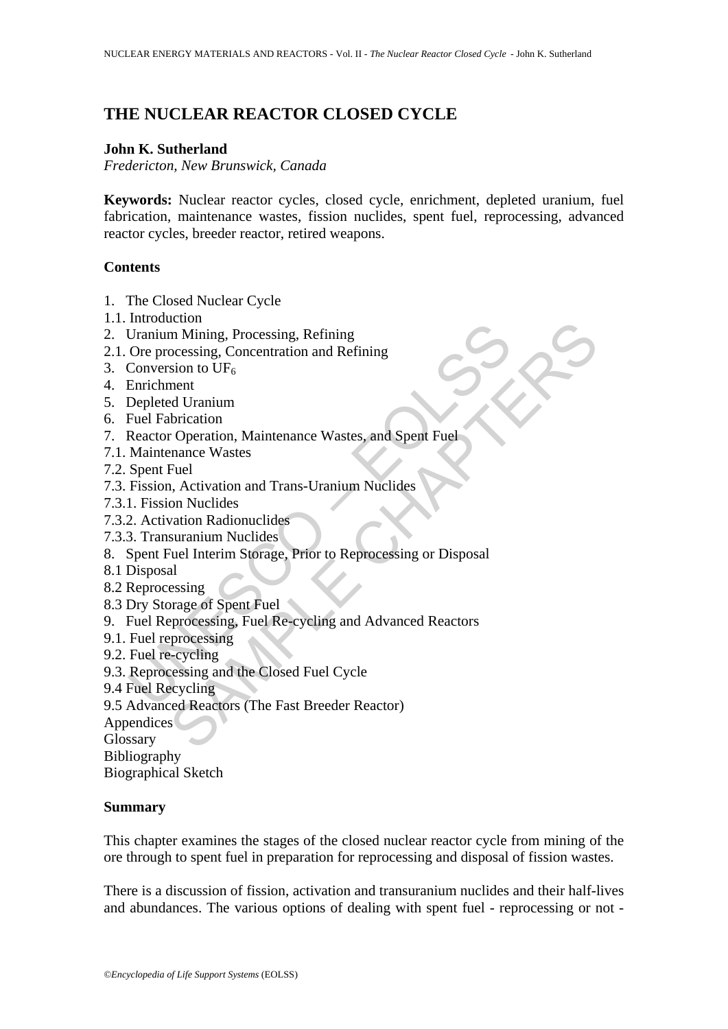# THE NUCLEAR REACTOR CLOSED CYCLE

**John K. Sutherland**
*Fredericton, New Brunswick, Canada*

**Keywords:** Nuclear reactor cycles, closed cycle, enrichment, depleted uranium, fuel fabrication, maintenance wastes, fission nuclides, spent fuel, reprocessing, advanced reactor cycles, breeder reactor, retired weapons.

**Contents**

1. The Closed Nuclear Cycle
1.1. Introduction
2. Uranium Mining, Processing, Refining
2.1. Ore processing, Concentration and Refining
3. Conversion to $UF_6$
4. Enrichment
5. Depleted Uranium
6. Fuel Fabrication
7. Reactor Operation, Maintenance Wastes, and Spent Fuel
7.1. Maintenance Wastes
7.2. Spent Fuel
7.3. Fission, Activation and Trans-Uranium Nuclides
7.3.1. Fission Nuclides
7.3.2. Activation Radionuclides
7.3.3. Transuranium Nuclides
8. Spent Fuel Interim Storage, Prior to Reprocessing or Disposal
8.1 Disposal
8.2 Reprocessing
8.3 Dry Storage of Spent Fuel
9. Fuel Reprocessing, Fuel Re-cycling and Advanced Reactors
9.1. Fuel reprocessing
9.2. Fuel re-cycling
9.3. Reprocessing and the Closed Fuel Cycle
9.4 Fuel Recycling
9.5 Advanced Reactors (The Fast Breeder Reactor)
Appendices
Glossary
Bibliography
Biographical Sketch

**Summary**

This chapter examines the stages of the closed nuclear reactor cycle from mining of the ore through to spent fuel in preparation for reprocessing and disposal of fission wastes.

There is a discussion of fission, activation and transuranium nuclides and their half-lives and abundances. The various options of dealing with spent fuel - reprocessing or not -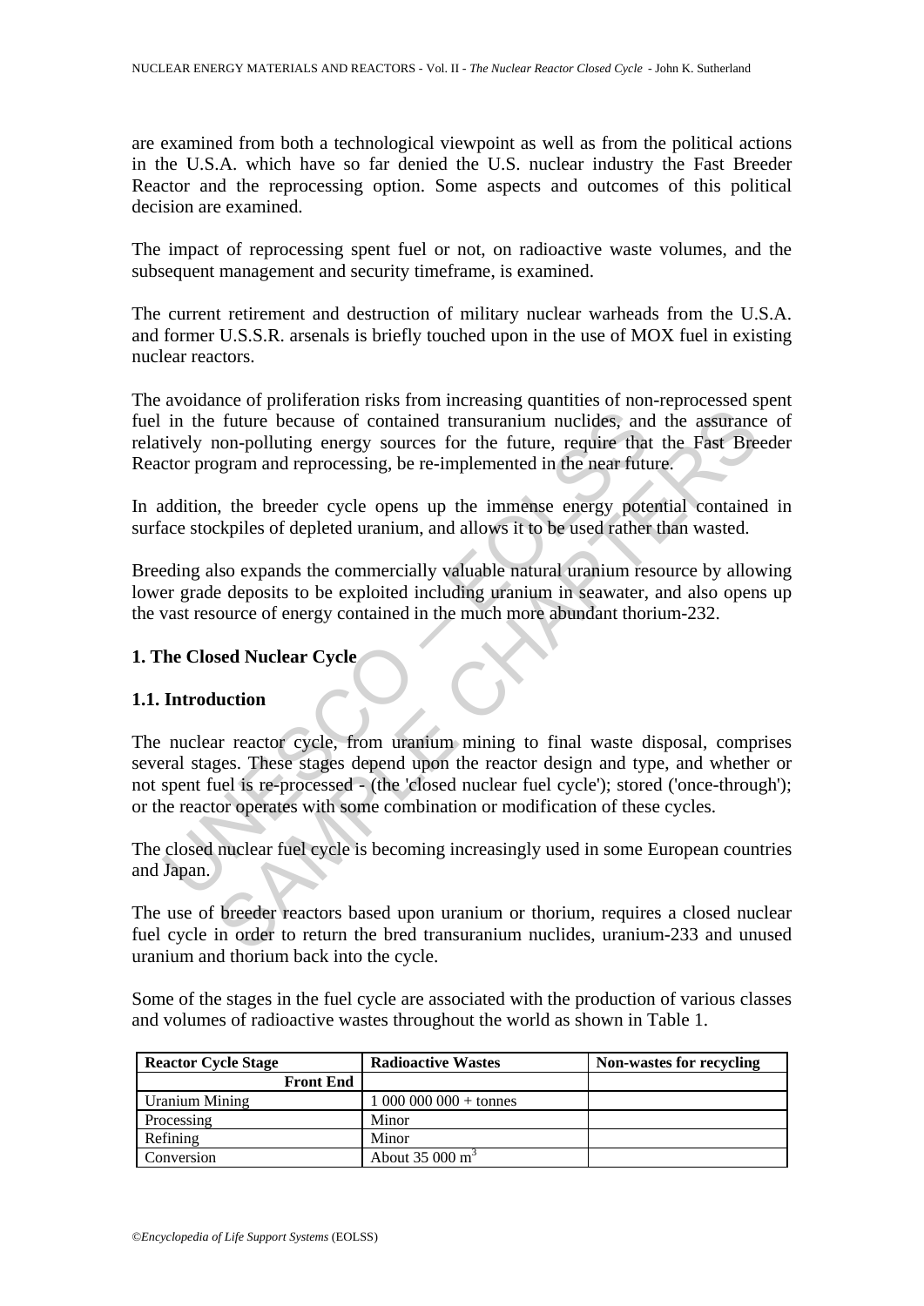are examined from both a technological viewpoint as well as from the political actions in the U.S.A. which have so far denied the U.S. nuclear industry the Fast Breeder Reactor and the reprocessing option. Some aspects and outcomes of this political decision are examined.

The impact of reprocessing spent fuel or not, on radioactive waste volumes, and the subsequent management and security timeframe, is examined.

The current retirement and destruction of military nuclear warheads from the U.S.A. and former U.S.S.R. arsenals is briefly touched upon in the use of MOX fuel in existing nuclear reactors.

The avoidance of proliferation risks from increasing quantities of non-reprocessed spent fuel in the future because of contained transuranium nuclides, and the assurance of relatively non-polluting energy sources for the future, require that the Fast Breeder Reactor program and reprocessing, be re-implemented in the near future.

In addition, the breeder cycle opens up the immense energy potential contained in surface stockpiles of depleted uranium, and allows it to be used rather than wasted.

Breeding also expands the commercially valuable natural uranium resource by allowing lower grade deposits to be exploited including uranium in seawater, and also opens up the vast resource of energy contained in the much more abundant thorium-232.

## 1. The Closed Nuclear Cycle

### 1.1. Introduction

The nuclear reactor cycle, from uranium mining to final waste disposal, comprises several stages. These stages depend upon the reactor design and type, and whether or not spent fuel is re-processed - (the 'closed nuclear fuel cycle'); stored ('once-through'); or the reactor operates with some combination or modification of these cycles.

The closed nuclear fuel cycle is becoming increasingly used in some European countries and Japan.

The use of breeder reactors based upon uranium or thorium, requires a closed nuclear fuel cycle in order to return the bred transuranium nuclides, uranium-233 and unused uranium and thorium back into the cycle.

Some of the stages in the fuel cycle are associated with the production of various classes and volumes of radioactive wastes throughout the world as shown in Table 1.

| Reactor Cycle Stage | Radioactive Wastes | Non-wastes for recycling |
|---|---|---|
| **Front End** | | |
| Uranium Mining | 1 000 000 000 + tonnes | |
| Processing | Minor | |
| Refining | Minor | |
| Conversion | About 35 000 $m^3$ | |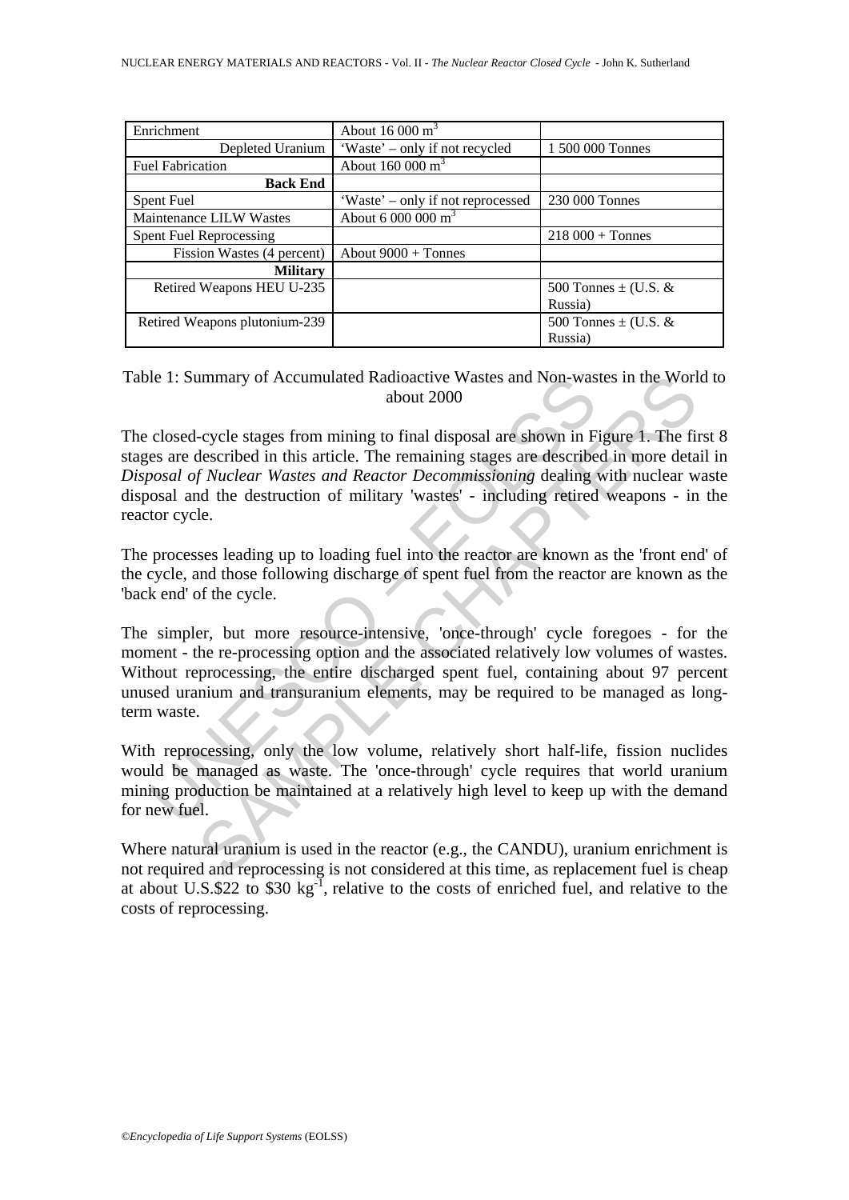| | | |
|---|---|---|
| Enrichment | About 16 000 $m^3$ | |
| Depleted Uranium | 'Waste' – only if not recycled | 1 500 000 Tonnes |
| Fuel Fabrication | About 160 000 $m^3$ | |
| **Back End** | | |
| Spent Fuel | 'Waste' – only if not reprocessed | 230 000 Tonnes |
| Maintenance LILW Wastes | About 6 000 000 $m^3$ | |
| Spent Fuel Reprocessing | | 218 000 + Tonnes |
| Fission Wastes (4 percent) | About 9000 + Tonnes | |
| **Military** | | |
| Retired Weapons HEU U-235 | | 500 Tonnes ± (U.S. & Russia) |
| Retired Weapons plutonium-239 | | 500 Tonnes ± (U.S. & Russia) |

Table 1: Summary of Accumulated Radioactive Wastes and Non-wastes in the World to about 2000

The closed-cycle stages from mining to final disposal are shown in Figure 1. The first 8 stages are described in this article. The remaining stages are described in more detail in *Disposal of Nuclear Wastes and Reactor Decommissioning* dealing with nuclear waste disposal and the destruction of military 'wastes' - including retired weapons - in the reactor cycle.

The processes leading up to loading fuel into the reactor are known as the 'front end' of the cycle, and those following discharge of spent fuel from the reactor are known as the 'back end' of the cycle.

The simpler, but more resource-intensive, 'once-through' cycle foregoes - for the moment - the re-processing option and the associated relatively low volumes of wastes. Without reprocessing, the entire discharged spent fuel, containing about 97 percent unused uranium and transuranium elements, may be required to be managed as long-term waste.

With reprocessing, only the low volume, relatively short half-life, fission nuclides would be managed as waste. The 'once-through' cycle requires that world uranium mining production be maintained at a relatively high level to keep up with the demand for new fuel.

Where natural uranium is used in the reactor (e.g., the CANDU), uranium enrichment is not required and reprocessing is not considered at this time, as replacement fuel is cheap at about U.S.$22 to $30 $kg^{-1}$, relative to the costs of enriched fuel, and relative to the costs of reprocessing.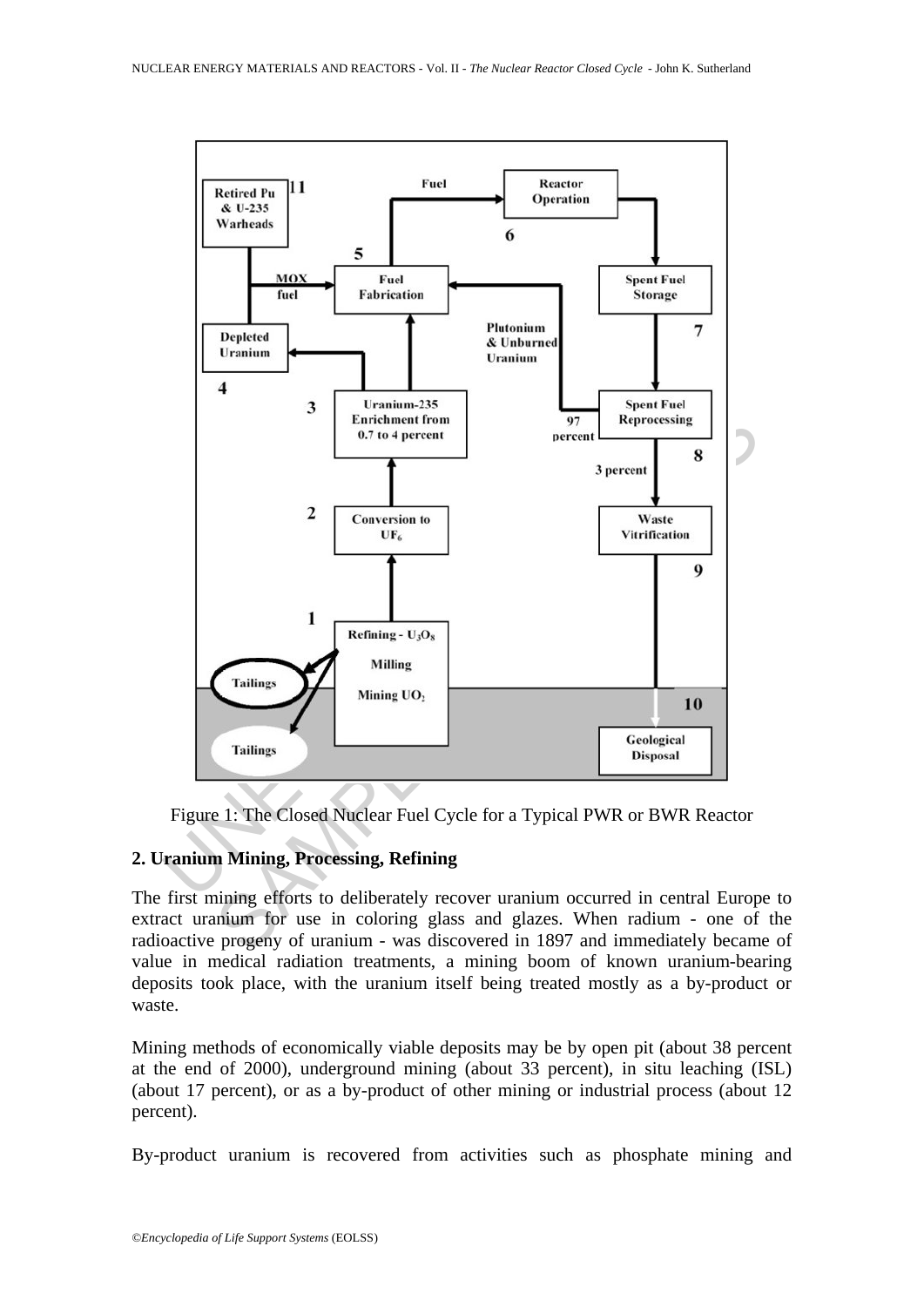Figure 1: The Closed Nuclear Fuel Cycle for a Typical PWR or BWR Reactor

## 2. Uranium Mining, Processing, Refining

The first mining efforts to deliberately recover uranium occurred in central Europe to extract uranium for use in coloring glass and glazes. When radium - one of the radioactive progeny of uranium - was discovered in 1897 and immediately became of value in medical radiation treatments, a mining boom of known uranium-bearing deposits took place, with the uranium itself being treated mostly as a by-product or waste.

Mining methods of economically viable deposits may be by open pit (about 38 percent at the end of 2000), underground mining (about 33 percent), in situ leaching (ISL) (about 17 percent), or as a by-product of other mining or industrial process (about 12 percent).

By-product uranium is recovered from activities such as phosphate mining and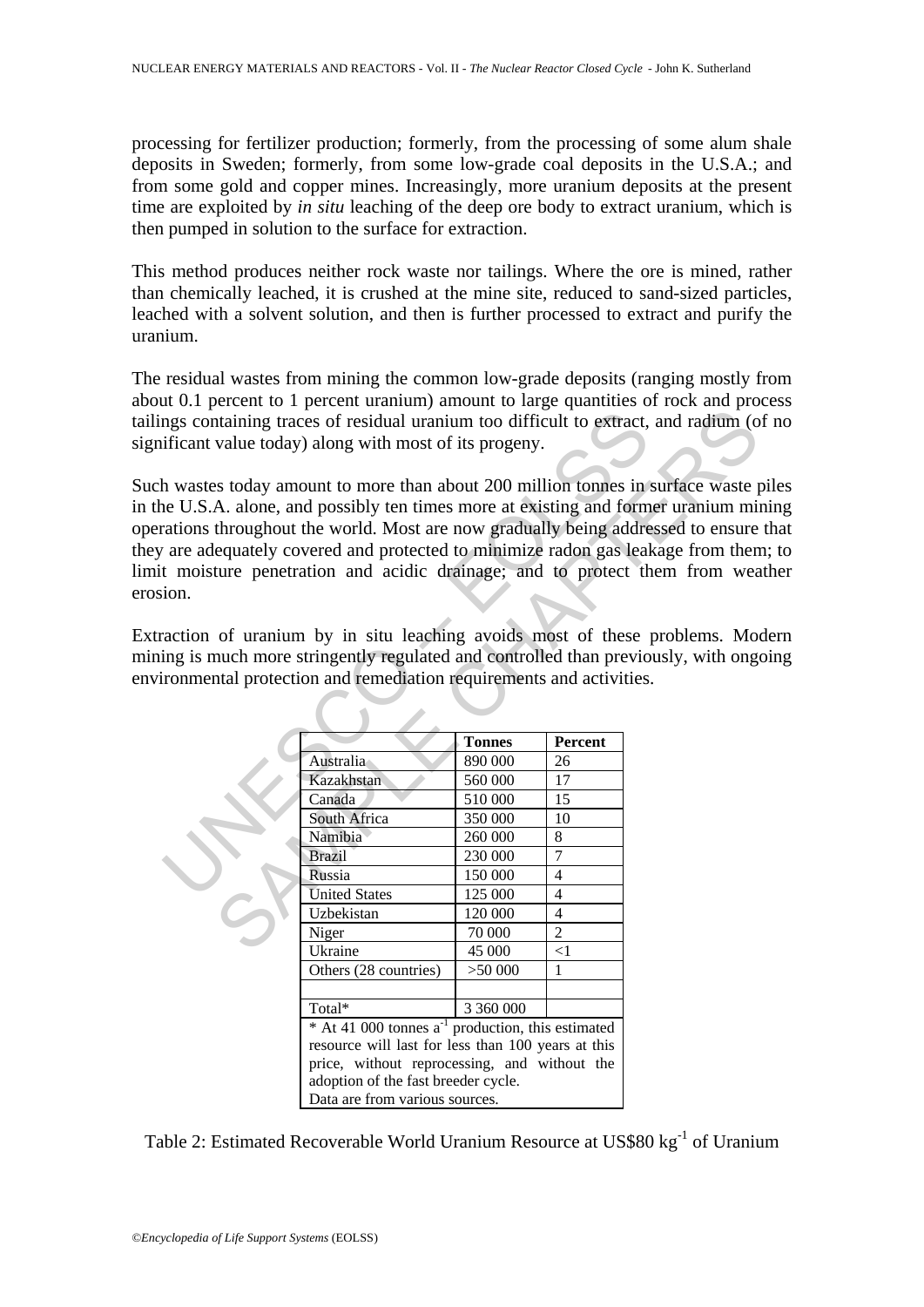processing for fertilizer production; formerly, from the processing of some alum shale deposits in Sweden; formerly, from some low-grade coal deposits in the U.S.A.; and from some gold and copper mines. Increasingly, more uranium deposits at the present time are exploited by *in situ* leaching of the deep ore body to extract uranium, which is then pumped in solution to the surface for extraction.

This method produces neither rock waste nor tailings. Where the ore is mined, rather than chemically leached, it is crushed at the mine site, reduced to sand-sized particles, leached with a solvent solution, and then is further processed to extract and purify the uranium.

The residual wastes from mining the common low-grade deposits (ranging mostly from about 0.1 percent to 1 percent uranium) amount to large quantities of rock and process tailings containing traces of residual uranium too difficult to extract, and radium (of no significant value today) along with most of its progeny.

Such wastes today amount to more than about 200 million tonnes in surface waste piles in the U.S.A. alone, and possibly ten times more at existing and former uranium mining operations throughout the world. Most are now gradually being addressed to ensure that they are adequately covered and protected to minimize radon gas leakage from them; to limit moisture penetration and acidic drainage; and to protect them from weather erosion.

Extraction of uranium by in situ leaching avoids most of these problems. Modern mining is much more stringently regulated and controlled than previously, with ongoing environmental protection and remediation requirements and activities.

| | **Tonnes** | **Percent** |
|---|---|---|
| Australia | 890 000 | 26 |
| Kazakhstan | 560 000 | 17 |
| Canada | 510 000 | 15 |
| South Africa | 350 000 | 10 |
| Namibia | 260 000 | 8 |
| Brazil | 230 000 | 7 |
| Russia | 150 000 | 4 |
| United States | 125 000 | 4 |
| Uzbekistan | 120 000 | 4 |
| Niger | 70 000 | 2 |
| Ukraine | 45 000 | <1 |
| Others (28 countries) | >50 000 | 1 |
| | | |
| Total* | 3 360 000 | |

\* At 41 000 tonnes $a^{-1}$ production, this estimated resource will last for less than 100 years at this price, without reprocessing, and without the adoption of the fast breeder cycle.
Data are from various sources.

Table 2: Estimated Recoverable World Uranium Resource at US\$80 $kg^{-1}$ of Uranium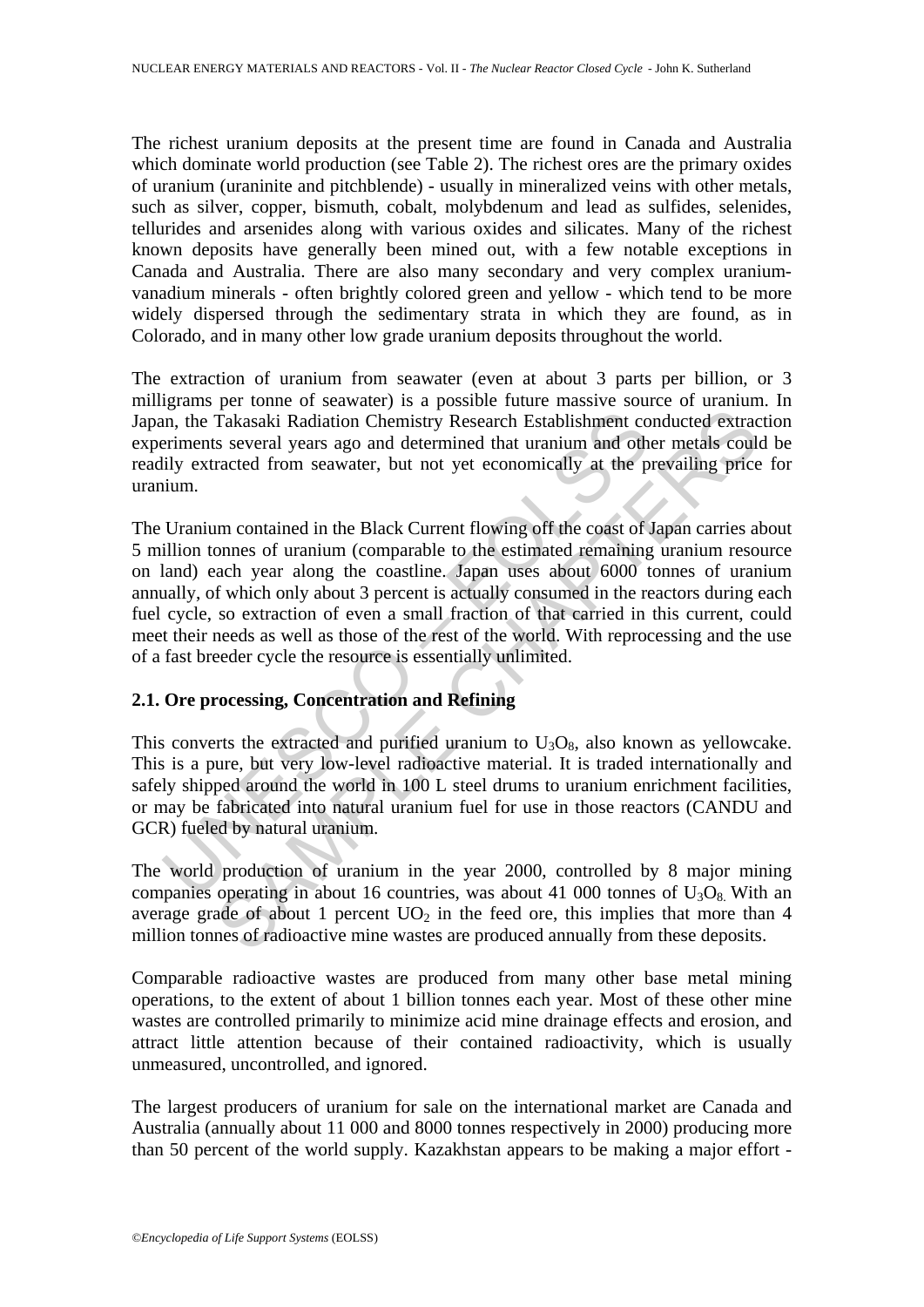The richest uranium deposits at the present time are found in Canada and Australia which dominate world production (see Table 2). The richest ores are the primary oxides of uranium (uraninite and pitchblende) - usually in mineralized veins with other metals, such as silver, copper, bismuth, cobalt, molybdenum and lead as sulfides, selenides, tellurides and arsenides along with various oxides and silicates. Many of the richest known deposits have generally been mined out, with a few notable exceptions in Canada and Australia. There are also many secondary and very complex uranium-vanadium minerals - often brightly colored green and yellow - which tend to be more widely dispersed through the sedimentary strata in which they are found, as in Colorado, and in many other low grade uranium deposits throughout the world.

The extraction of uranium from seawater (even at about 3 parts per billion, or 3 milligrams per tonne of seawater) is a possible future massive source of uranium. In Japan, the Takasaki Radiation Chemistry Research Establishment conducted extraction experiments several years ago and determined that uranium and other metals could be readily extracted from seawater, but not yet economically at the prevailing price for uranium.

The Uranium contained in the Black Current flowing off the coast of Japan carries about 5 million tonnes of uranium (comparable to the estimated remaining uranium resource on land) each year along the coastline. Japan uses about 6000 tonnes of uranium annually, of which only about 3 percent is actually consumed in the reactors during each fuel cycle, so extraction of even a small fraction of that carried in this current, could meet their needs as well as those of the rest of the world. With reprocessing and the use of a fast breeder cycle the resource is essentially unlimited.

## 2.1. Ore processing, Concentration and Refining

This converts the extracted and purified uranium to $U_3O_8$, also known as yellowcake. This is a pure, but very low-level radioactive material. It is traded internationally and safely shipped around the world in 100 L steel drums to uranium enrichment facilities, or may be fabricated into natural uranium fuel for use in those reactors (CANDU and GCR) fueled by natural uranium.

The world production of uranium in the year 2000, controlled by 8 major mining companies operating in about 16 countries, was about 41 000 tonnes of $U_3O_8$. With an average grade of about 1 percent $UO_2$ in the feed ore, this implies that more than 4 million tonnes of radioactive mine wastes are produced annually from these deposits.

Comparable radioactive wastes are produced from many other base metal mining operations, to the extent of about 1 billion tonnes each year. Most of these other mine wastes are controlled primarily to minimize acid mine drainage effects and erosion, and attract little attention because of their contained radioactivity, which is usually unmeasured, uncontrolled, and ignored.

The largest producers of uranium for sale on the international market are Canada and Australia (annually about 11 000 and 8000 tonnes respectively in 2000) producing more than 50 percent of the world supply. Kazakhstan appears to be making a major effort -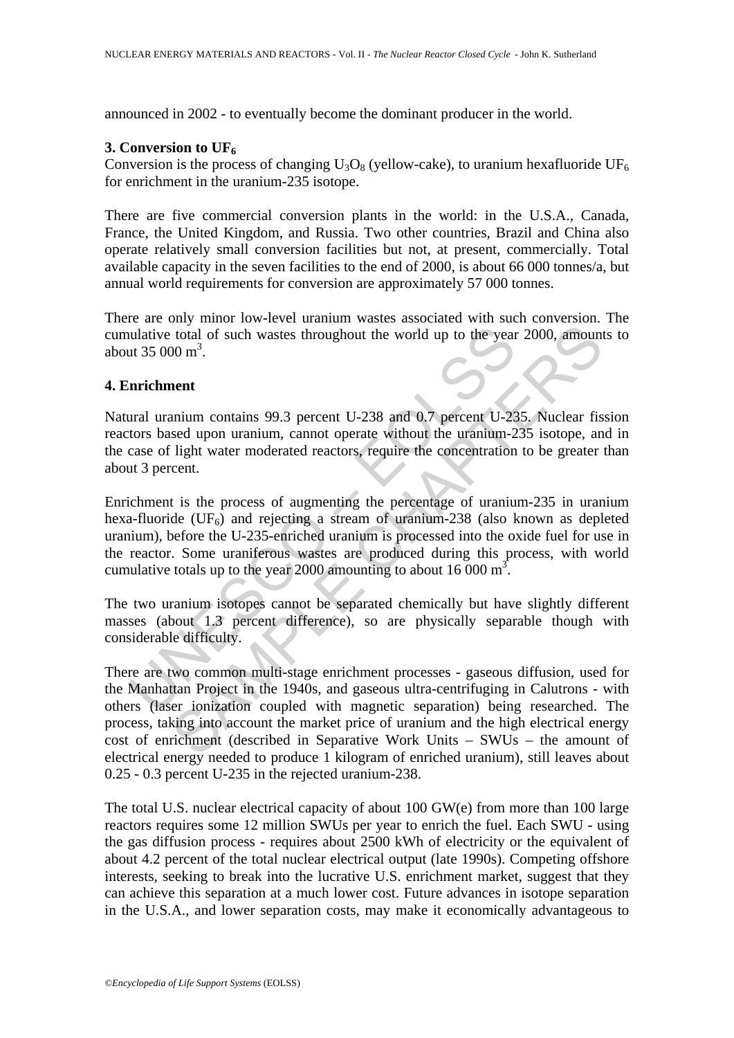announced in 2002 - to eventually become the dominant producer in the world.

## 3. Conversion to $UF_6$

Conversion is the process of changing $U_3O_8$ (yellow-cake), to uranium hexafluoride $UF_6$ for enrichment in the uranium-235 isotope.

There are five commercial conversion plants in the world: in the U.S.A., Canada, France, the United Kingdom, and Russia. Two other countries, Brazil and China also operate relatively small conversion facilities but not, at present, commercially. Total available capacity in the seven facilities to the end of 2000, is about 66 000 tonnes/a, but annual world requirements for conversion are approximately 57 000 tonnes.

There are only minor low-level uranium wastes associated with such conversion. The cumulative total of such wastes throughout the world up to the year 2000, amounts to about 35 000 $m^3$.

## 4. Enrichment

Natural uranium contains 99.3 percent U-238 and 0.7 percent U-235. Nuclear fission reactors based upon uranium, cannot operate without the uranium-235 isotope, and in the case of light water moderated reactors, require the concentration to be greater than about 3 percent.

Enrichment is the process of augmenting the percentage of uranium-235 in uranium hexa-fluoride ($UF_6$) and rejecting a stream of uranium-238 (also known as depleted uranium), before the U-235-enriched uranium is processed into the oxide fuel for use in the reactor. Some uraniferous wastes are produced during this process, with world cumulative totals up to the year 2000 amounting to about 16 000 $m^3$.

The two uranium isotopes cannot be separated chemically but have slightly different masses (about 1.3 percent difference), so are physically separable though with considerable difficulty.

There are two common multi-stage enrichment processes - gaseous diffusion, used for the Manhattan Project in the 1940s, and gaseous ultra-centrifuging in Calutrons - with others (laser ionization coupled with magnetic separation) being researched. The process, taking into account the market price of uranium and the high electrical energy cost of enrichment (described in Separative Work Units – SWUs – the amount of electrical energy needed to produce 1 kilogram of enriched uranium), still leaves about 0.25 - 0.3 percent U-235 in the rejected uranium-238.

The total U.S. nuclear electrical capacity of about 100 GW(e) from more than 100 large reactors requires some 12 million SWUs per year to enrich the fuel. Each SWU - using the gas diffusion process - requires about 2500 kWh of electricity or the equivalent of about 4.2 percent of the total nuclear electrical output (late 1990s). Competing offshore interests, seeking to break into the lucrative U.S. enrichment market, suggest that they can achieve this separation at a much lower cost. Future advances in isotope separation in the U.S.A., and lower separation costs, may make it economically advantageous to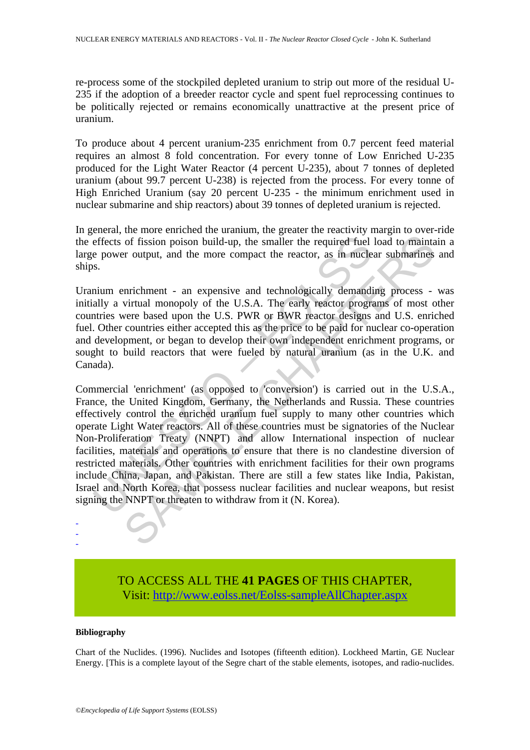re-process some of the stockpiled depleted uranium to strip out more of the residual U-235 if the adoption of a breeder reactor cycle and spent fuel reprocessing continues to be politically rejected or remains economically unattractive at the present price of uranium.

To produce about 4 percent uranium-235 enrichment from 0.7 percent feed material requires an almost 8 fold concentration. For every tonne of Low Enriched U-235 produced for the Light Water Reactor (4 percent U-235), about 7 tonnes of depleted uranium (about 99.7 percent U-238) is rejected from the process. For every tonne of High Enriched Uranium (say 20 percent U-235 - the minimum enrichment used in nuclear submarine and ship reactors) about 39 tonnes of depleted uranium is rejected.

In general, the more enriched the uranium, the greater the reactivity margin to over-ride the effects of fission poison build-up, the smaller the required fuel load to maintain a large power output, and the more compact the reactor, as in nuclear submarines and ships.

Uranium enrichment - an expensive and technologically demanding process - was initially a virtual monopoly of the U.S.A. The early reactor programs of most other countries were based upon the U.S. PWR or BWR reactor designs and U.S. enriched fuel. Other countries either accepted this as the price to be paid for nuclear co-operation and development, or began to develop their own independent enrichment programs, or sought to build reactors that were fueled by natural uranium (as in the U.K. and Canada).

Commercial 'enrichment' (as opposed to 'conversion') is carried out in the U.S.A., France, the United Kingdom, Germany, the Netherlands and Russia. These countries effectively control the enriched uranium fuel supply to many other countries which operate Light Water reactors. All of these countries must be signatories of the Nuclear Non-Proliferation Treaty (NNPT) and allow International inspection of nuclear facilities, materials and operations to ensure that there is no clandestine diversion of restricted materials. Other countries with enrichment facilities for their own programs include China, Japan, and Pakistan. There are still a few states like India, Pakistan, Israel and North Korea, that possess nuclear facilities and nuclear weapons, but resist signing the NNPT or threaten to withdraw from it (N. Korea).

-
-
-

TO ACCESS ALL THE **41 PAGES** OF THIS CHAPTER,
Visit: http://www.eolss.net/Eolss-sampleAllChapter.aspx

**Bibliography**

Chart of the Nuclides. (1996). Nuclides and Isotopes (fifteenth edition). Lockheed Martin, GE Nuclear Energy. [This is a complete layout of the Segre chart of the stable elements, isotopes, and radio-nuclides.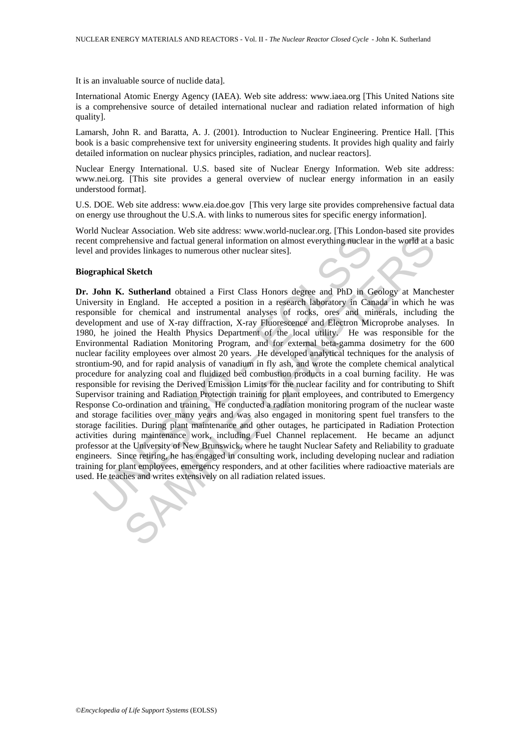It is an invaluable source of nuclide data].

International Atomic Energy Agency (IAEA). Web site address: www.iaea.org [This United Nations site is a comprehensive source of detailed international nuclear and radiation related information of high quality].

Lamarsh, John R. and Baratta, A. J. (2001). Introduction to Nuclear Engineering. Prentice Hall. [This book is a basic comprehensive text for university engineering students. It provides high quality and fairly detailed information on nuclear physics principles, radiation, and nuclear reactors].

Nuclear Energy International. U.S. based site of Nuclear Energy Information. Web site address: www.nei.org. [This site provides a general overview of nuclear energy information in an easily understood format].

U.S. DOE. Web site address: www.eia.doe.gov [This very large site provides comprehensive factual data on energy use throughout the U.S.A. with links to numerous sites for specific energy information].

World Nuclear Association. Web site address: www.world-nuclear.org. [This London-based site provides recent comprehensive and factual general information on almost everything nuclear in the world at a basic level and provides linkages to numerous other nuclear sites].

**Biographical Sketch**

**Dr. John K. Sutherland** obtained a First Class Honors degree and PhD in Geology at Manchester University in England. He accepted a position in a research laboratory in Canada in which he was responsible for chemical and instrumental analyses of rocks, ores and minerals, including the development and use of X-ray diffraction, X-ray Fluorescence and Electron Microprobe analyses. In 1980, he joined the Health Physics Department of the local utility. He was responsible for the Environmental Radiation Monitoring Program, and for external beta-gamma dosimetry for the 600 nuclear facility employees over almost 20 years. He developed analytical techniques for the analysis of strontium-90, and for rapid analysis of vanadium in fly ash, and wrote the complete chemical analytical procedure for analyzing coal and fluidized bed combustion products in a coal burning facility. He was responsible for revising the Derived Emission Limits for the nuclear facility and for contributing to Shift Supervisor training and Radiation Protection training for plant employees, and contributed to Emergency Response Co-ordination and training. He conducted a radiation monitoring program of the nuclear waste and storage facilities over many years and was also engaged in monitoring spent fuel transfers to the storage facilities. During plant maintenance and other outages, he participated in Radiation Protection activities during maintenance work, including Fuel Channel replacement. He became an adjunct professor at the University of New Brunswick, where he taught Nuclear Safety and Reliability to graduate engineers. Since retiring, he has engaged in consulting work, including developing nuclear and radiation training for plant employees, emergency responders, and at other facilities where radioactive materials are used. He teaches and writes extensively on all radiation related issues.